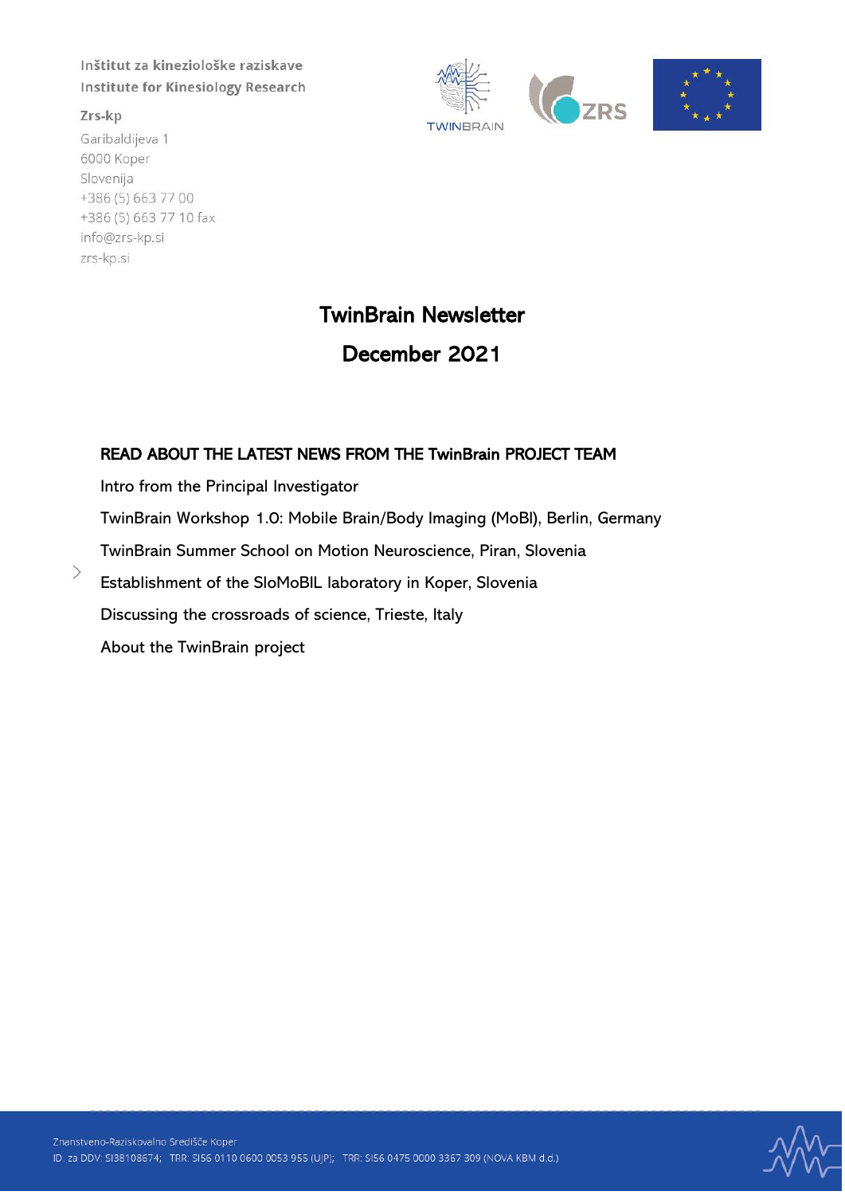Inštitut za kineziološke raziskave
Institute for Kinesiology Research

Zrs-kp
Garibaldijeva 1
6000 Koper
Slovenija
+386 (5) 663 77 00
+386 (5) 663 77 10 fax
info@zrs-kp.si
zrs-kp.si

# TwinBrain Newsletter

# December 2021

**READ ABOUT THE LATEST NEWS FROM THE TwinBrain PROJECT TEAM**

Intro from the Principal Investigator

TwinBrain Workshop 1.0: Mobile Brain/Body Imaging (MoBI), Berlin, Germany

TwinBrain Summer School on Motion Neuroscience, Piran, Slovenia

Establishment of the SloMoBIL laboratory in Koper, Slovenia

Discussing the crossroads of science, Trieste, Italy

About the TwinBrain project

Znanstveno-Raziskovalno Središče Koper
ID. za DDV: SI38108674; TRR: SI56 0110 0600 0053 955 (UJP); TRR: SI56 0475 0000 3367 309 (NOVA KBM d.d.)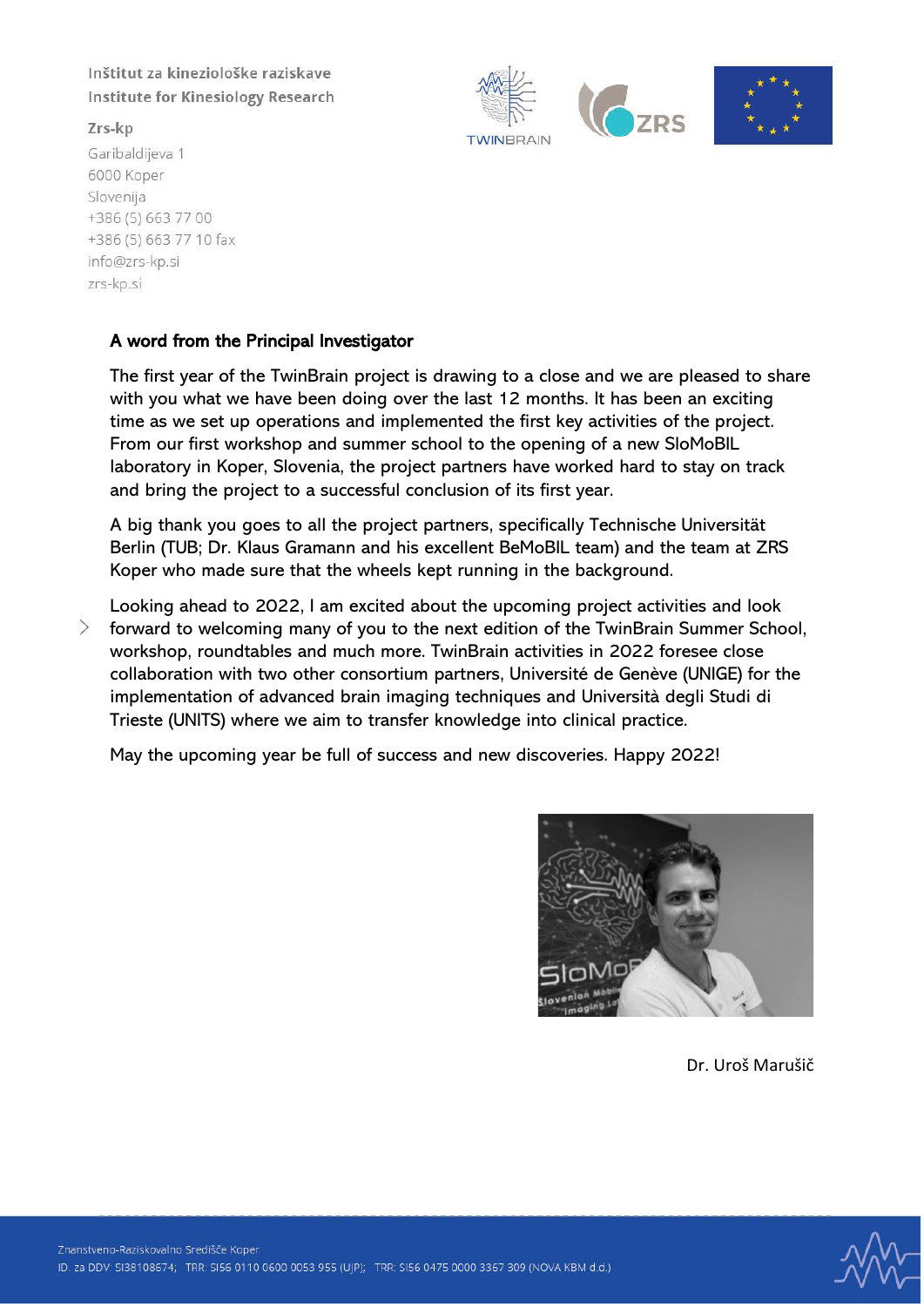Inštitut za kineziološke raziskave
Institute for Kinesiology Research

Zrs-kp
Garibaldijeva 1
6000 Koper
Slovenija
+386 (5) 663 77 00
+386 (5) 663 77 10 fax
info@zrs-kp.si
zrs-kp.si

## A word from the Principal Investigator

The first year of the TwinBrain project is drawing to a close and we are pleased to share with you what we have been doing over the last 12 months. It has been an exciting time as we set up operations and implemented the first key activities of the project. From our first workshop and summer school to the opening of a new SloMoBIL laboratory in Koper, Slovenia, the project partners have worked hard to stay on track and bring the project to a successful conclusion of its first year.

A big thank you goes to all the project partners, specifically Technische Universität Berlin (TUB; Dr. Klaus Gramann and his excellent BeMoBIL team) and the team at ZRS Koper who made sure that the wheels kept running in the background.

Looking ahead to 2022, I am excited about the upcoming project activities and look forward to welcoming many of you to the next edition of the TwinBrain Summer School, workshop, roundtables and much more. TwinBrain activities in 2022 foresee close collaboration with two other consortium partners, Université de Genève (UNIGE) for the implementation of advanced brain imaging techniques and Università degli Studi di Trieste (UNITS) where we aim to transfer knowledge into clinical practice.

May the upcoming year be full of success and new discoveries. Happy 2022!

Dr. Uroš Marušič

Znanstveno-Raziskovalno Središče Koper
ID. za DDV: SI38108674; TRR: SI56 0110 0600 0053 955 (UJP); TRR: SI56 0475 0000 3367 309 (NOVA KBM d.d.)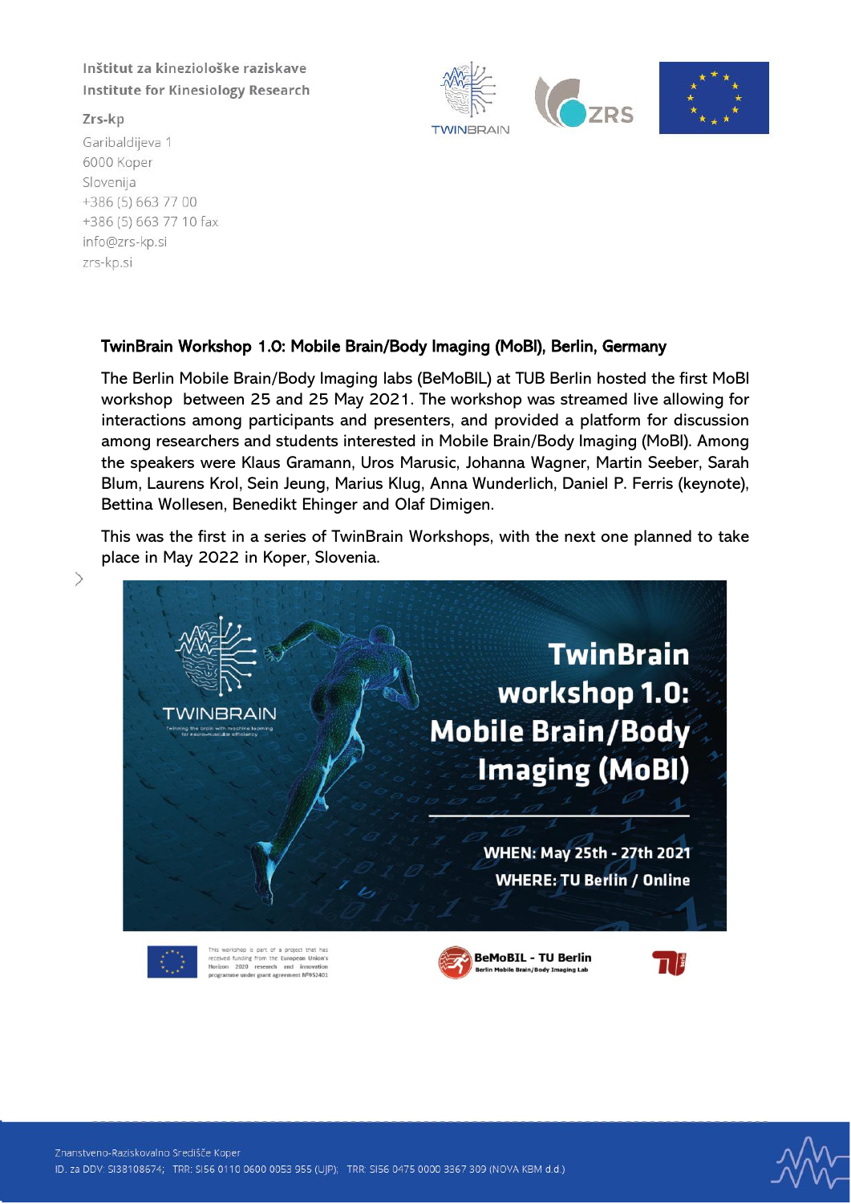Inštitut za kineziološke raziskave
Institute for Kinesiology Research

Zrs-kp
Garibaldijeva 1
6000 Koper
Slovenija
+386 (5) 663 77 00
+386 (5) 663 77 10 fax
info@zrs-kp.si
zrs-kp.si

## TwinBrain Workshop 1.0: Mobile Brain/Body Imaging (MoBI), Berlin, Germany

The Berlin Mobile Brain/Body Imaging labs (BeMoBIL) at TUB Berlin hosted the first MoBI workshop between 25 and 25 May 2021. The workshop was streamed live allowing for interactions among participants and presenters, and provided a platform for discussion among researchers and students interested in Mobile Brain/Body Imaging (MoBI). Among the speakers were Klaus Gramann, Uros Marusic, Johanna Wagner, Martin Seeber, Sarah Blum, Laurens Krol, Sein Jeung, Marius Klug, Anna Wunderlich, Daniel P. Ferris (keynote), Bettina Wollesen, Benedikt Ehinger and Olaf Dimigen.

This was the first in a series of TwinBrain Workshops, with the next one planned to take place in May 2022 in Koper, Slovenia.

TWINBRAIN
Twinning the brain with machine learning for neuro-muscular efficiency

**TwinBrain workshop 1.0: Mobile Brain/Body Imaging (MoBI)**

**WHEN: May 25th - 27th 2021**
**WHERE: TU Berlin / Online**

This workshop is part of a project that has received funding from the European Union's Horizon 2020 research and innovation programme under grant agreement Nº952401

BeMoBIL - TU Berlin
Berlin Mobile Brain/Body Imaging Lab

Znanstveno-Raziskovalno Središče Koper
ID. za DDV: SI38108674; TRR: SI56 0110 0600 0053 955 (UJP); TRR: SI56 0475 0000 3367 309 (NOVA KBM d.d.)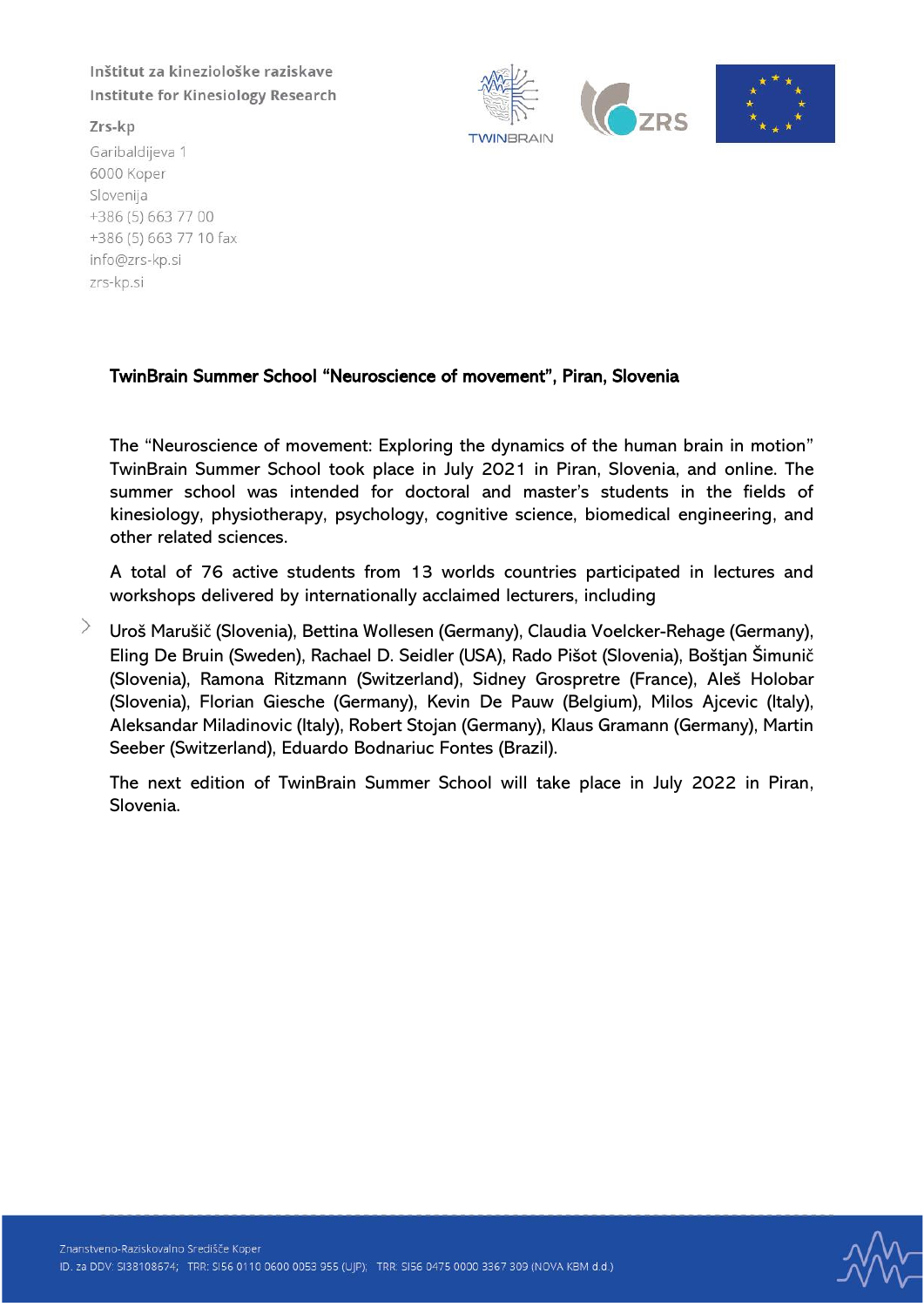Inštitut za kineziološke raziskave
Institute for Kinesiology Research

Zrs-kp
Garibaldijeva 1
6000 Koper
Slovenija
+386 (5) 663 77 00
+386 (5) 663 77 10 fax
info@zrs-kp.si
zrs-kp.si

## TwinBrain Summer School "Neuroscience of movement", Piran, Slovenia

The "Neuroscience of movement: Exploring the dynamics of the human brain in motion" TwinBrain Summer School took place in July 2021 in Piran, Slovenia, and online. The summer school was intended for doctoral and master's students in the fields of kinesiology, physiotherapy, psychology, cognitive science, biomedical engineering, and other related sciences.

A total of 76 active students from 13 worlds countries participated in lectures and workshops delivered by internationally acclaimed lecturers, including

Uroš Marušič (Slovenia), Bettina Wollesen (Germany), Claudia Voelcker-Rehage (Germany), Eling De Bruin (Sweden), Rachael D. Seidler (USA), Rado Pišot (Slovenia), Boštjan Šimunič (Slovenia), Ramona Ritzmann (Switzerland), Sidney Grospretre (France), Aleš Holobar (Slovenia), Florian Giesche (Germany), Kevin De Pauw (Belgium), Milos Ajcevic (Italy), Aleksandar Miladinovic (Italy), Robert Stojan (Germany), Klaus Gramann (Germany), Martin Seeber (Switzerland), Eduardo Bodnariuc Fontes (Brazil).

The next edition of TwinBrain Summer School will take place in July 2022 in Piran, Slovenia.

Znanstveno-Raziskovalno Središče Koper
ID. za DDV: SI38108674; TRR: SI56 0110 0600 0053 955 (UJP); TRR: SI56 0475 0000 3367 309 (NOVA KBM d.d.)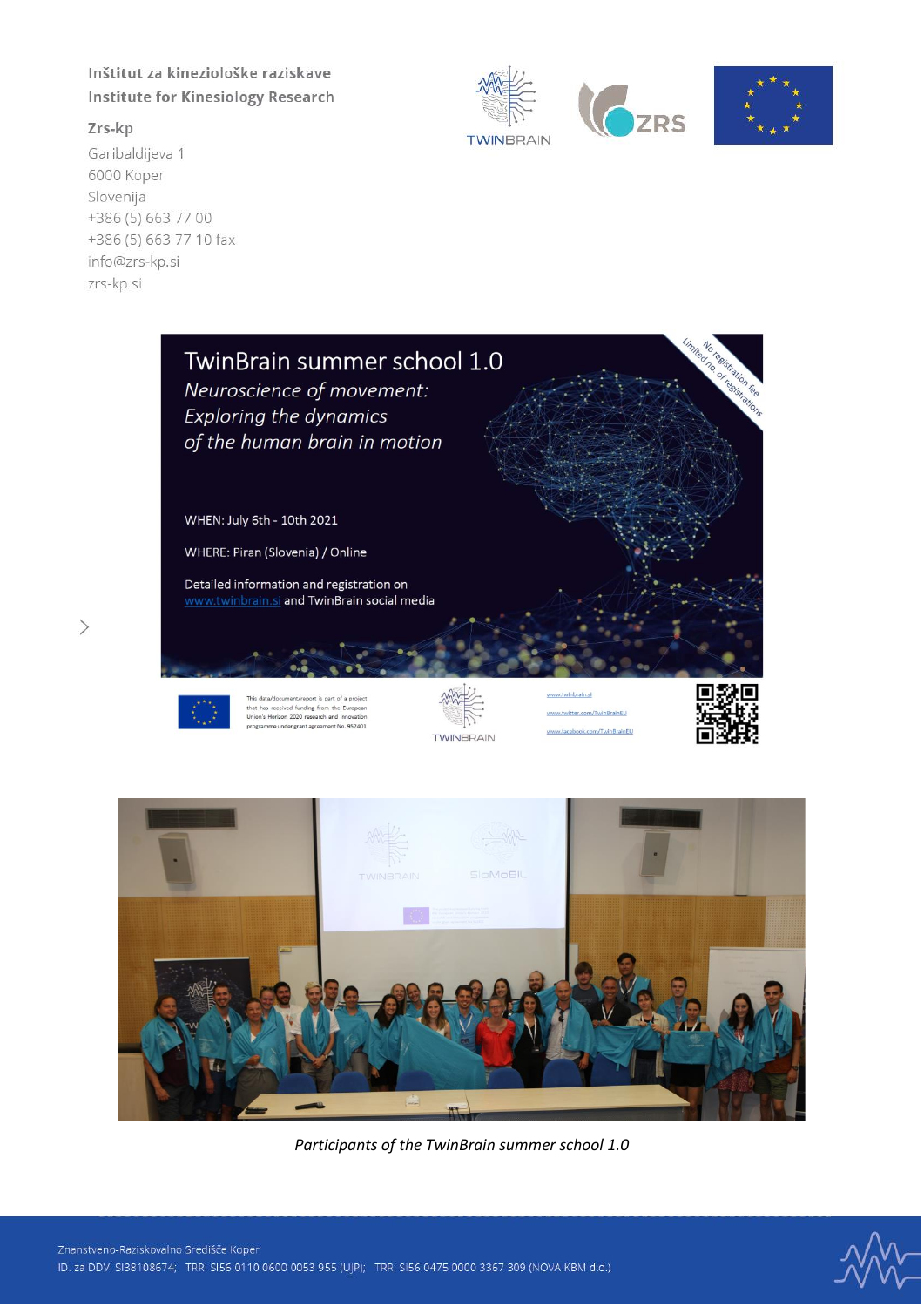# TwinBrain summer school 1.0

*Neuroscience of movement: Exploring the dynamics of the human brain in motion*

No registration fee
Limited no. of registrations

WHEN: July 6th - 10th 2021

WHERE: Piran (Slovenia) / Online

Detailed information and registration on www.twinbrain.si and TwinBrain social media

This data/document/report is part of a project that has received funding from the European Union's Horizon 2020 research and innovation programme under grant agreement No. 952401

TWINBRAIN

www.twinbrain.si

www.twitter.com/TwinBrainEU

www.facebook.com/TwinBrainEU

*Participants of the TwinBrain summer school 1.0*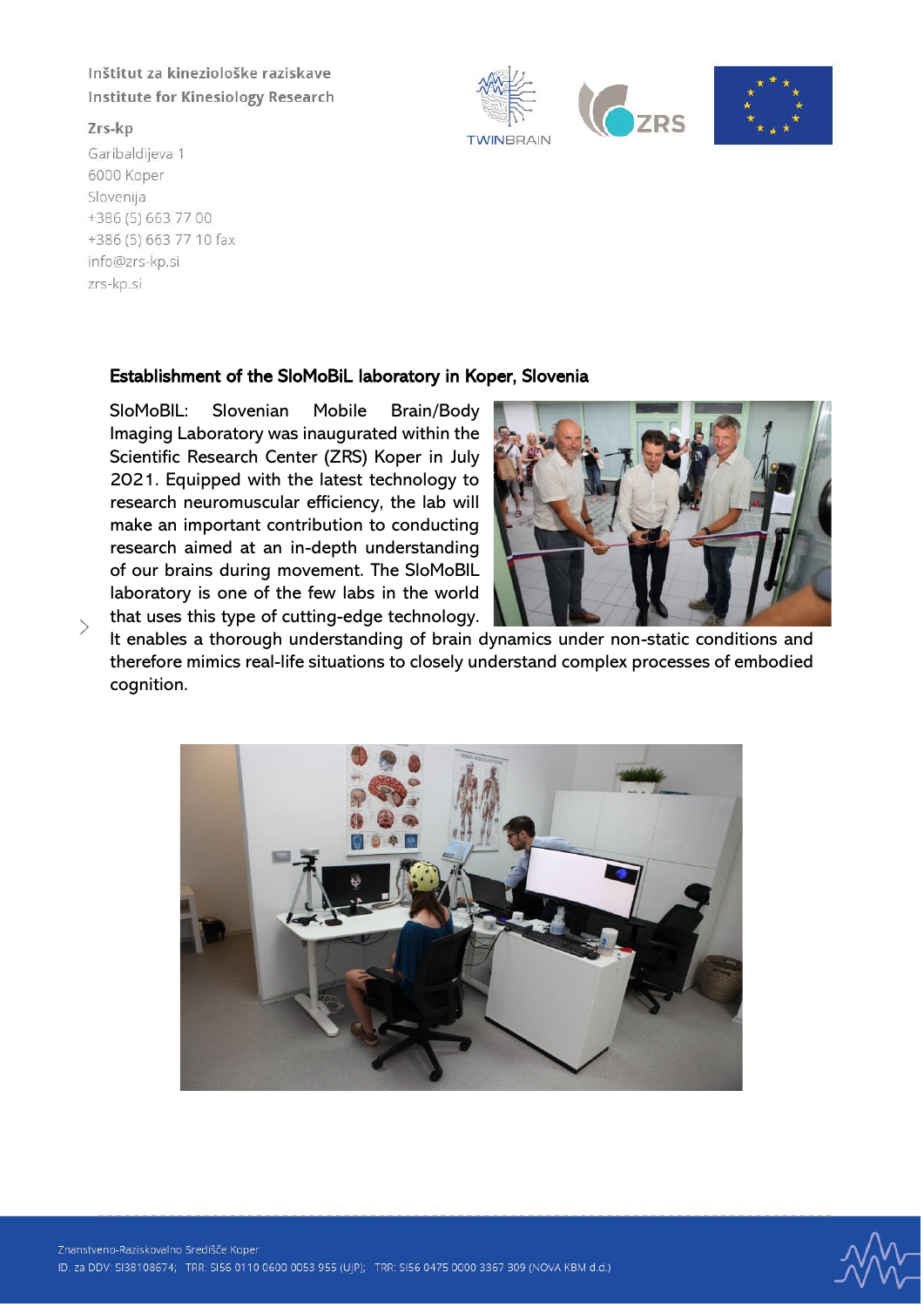Inštitut za kineziološke raziskave
Institute for Kinesiology Research

Zrs-kp
Garibaldijeva 1
6000 Koper
Slovenija
+386 (5) 663 77 00
+386 (5) 663 77 10 fax
info@zrs-kp.si
zrs-kp.si

## Establishment of the SloMoBiL laboratory in Koper, Slovenia

SloMoBIL: Slovenian Mobile Brain/Body Imaging Laboratory was inaugurated within the Scientific Research Center (ZRS) Koper in July 2021. Equipped with the latest technology to research neuromuscular efficiency, the lab will make an important contribution to conducting research aimed at an in-depth understanding of our brains during movement. The SloMoBIL laboratory is one of the few labs in the world that uses this type of cutting-edge technology. It enables a thorough understanding of brain dynamics under non-static conditions and therefore mimics real-life situations to closely understand complex processes of embodied cognition.

Znanstveno-Raziskovalno Središče Koper
ID. za DDV: SI38108674; TRR: SI56 0110 0600 0053 955 (UJP); TRR: SI56 0475 0000 3367 309 (NOVA KBM d.d.)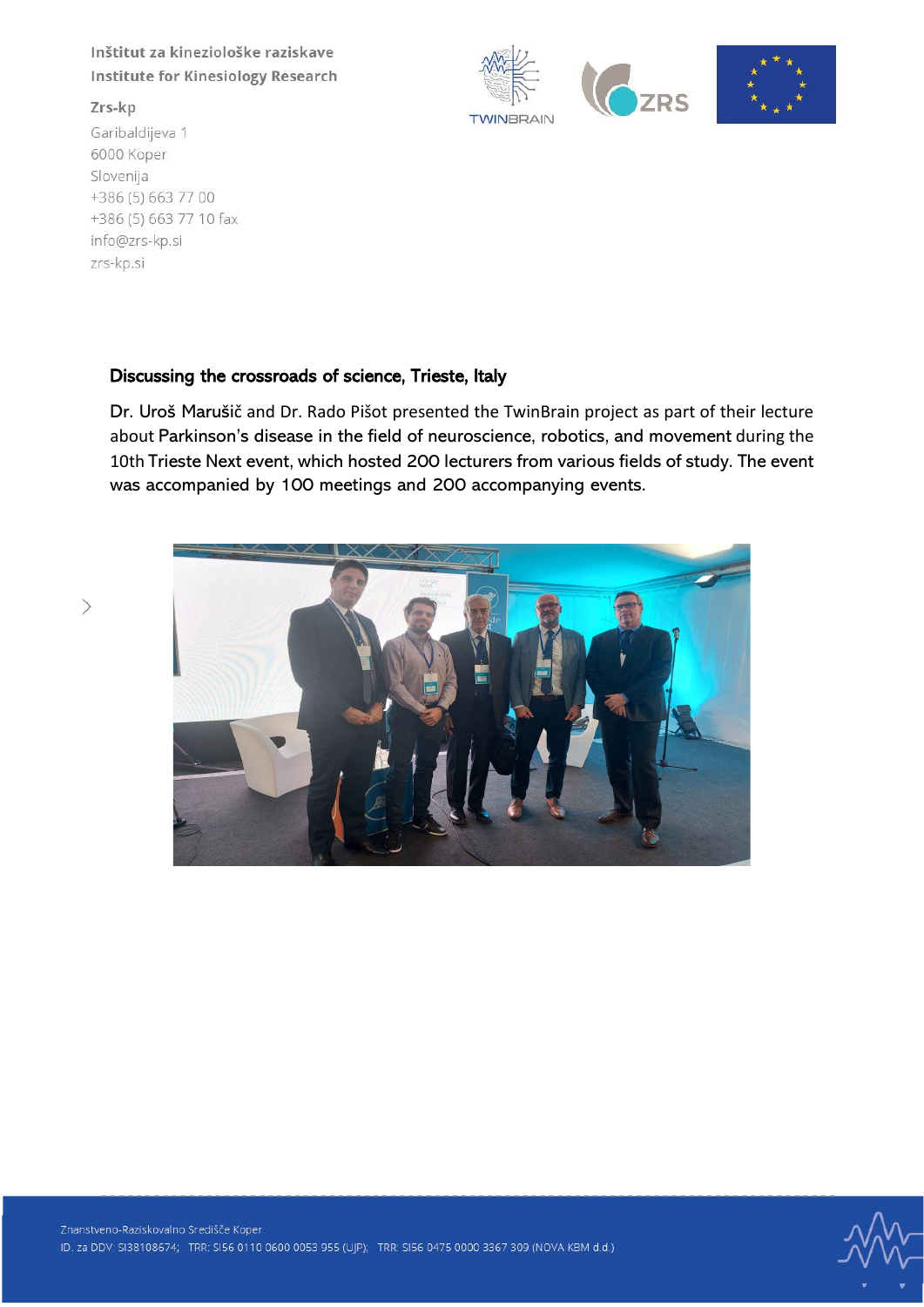Inštitut za kineziološke raziskave
Institute for Kinesiology Research

Zrs-kp
Garibaldijeva 1
6000 Koper
Slovenija
+386 (5) 663 77 00
+386 (5) 663 77 10 fax
info@zrs-kp.si
zrs-kp.si

## Discussing the crossroads of science, Trieste, Italy

Dr. Uroš Marušič and Dr. Rado Pišot presented the TwinBrain project as part of their lecture about Parkinson's disease in the field of neuroscience, robotics, and movement during the 10th Trieste Next event, which hosted 200 lecturers from various fields of study. The event was accompanied by 100 meetings and 200 accompanying events.

Znanstveno-Raziskovalno Središče Koper
ID. za DDV: SI38108674; TRR: SI56 0110 0600 0053 955 (UJP); TRR: SI56 0475 0000 3367 309 (NOVA KBM d.d.)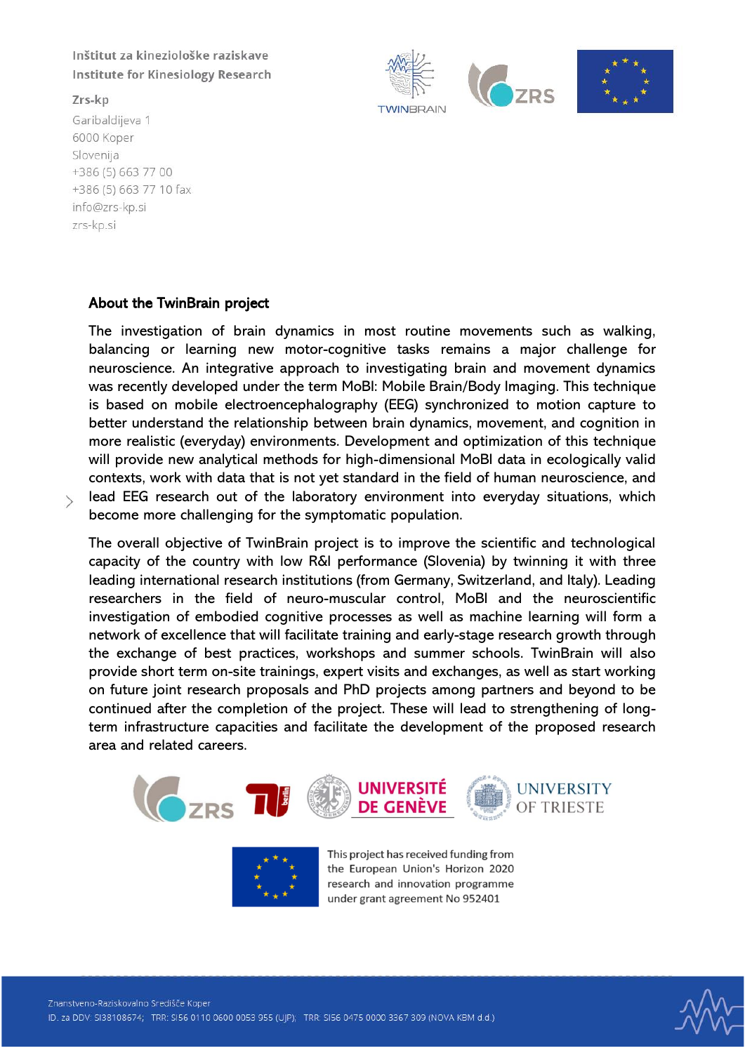Inštitut za kineziološke raziskave
Institute for Kinesiology Research

Zrs-kp
Garibaldijeva 1
6000 Koper
Slovenija
+386 (5) 663 77 00
+386 (5) 663 77 10 fax
info@zrs-kp.si
zrs-kp.si

## About the TwinBrain project

The investigation of brain dynamics in most routine movements such as walking, balancing or learning new motor-cognitive tasks remains a major challenge for neuroscience. An integrative approach to investigating brain and movement dynamics was recently developed under the term MoBI: Mobile Brain/Body Imaging. This technique is based on mobile electroencephalography (EEG) synchronized to motion capture to better understand the relationship between brain dynamics, movement, and cognition in more realistic (everyday) environments. Development and optimization of this technique will provide new analytical methods for high-dimensional MoBI data in ecologically valid contexts, work with data that is not yet standard in the field of human neuroscience, and lead EEG research out of the laboratory environment into everyday situations, which become more challenging for the symptomatic population.

The overall objective of TwinBrain project is to improve the scientific and technological capacity of the country with low R&I performance (Slovenia) by twinning it with three leading international research institutions (from Germany, Switzerland, and Italy). Leading researchers in the field of neuro-muscular control, MoBI and the neuroscientific investigation of embodied cognitive processes as well as machine learning will form a network of excellence that will facilitate training and early-stage research growth through the exchange of best practices, workshops and summer schools. TwinBrain will also provide short term on-site trainings, expert visits and exchanges, as well as start working on future joint research proposals and PhD projects among partners and beyond to be continued after the completion of the project. These will lead to strengthening of long-term infrastructure capacities and facilitate the development of the proposed research area and related careers.

This project has received funding from the European Union's Horizon 2020 research and innovation programme under grant agreement No 952401

Znanstveno-Raziskovalno Središče Koper
ID. za DDV: SI38108674; TRR: SI56 0110 0600 0053 955 (UJP); TRR: SI56 0475 0000 3367 309 (NOVA KBM d.d.)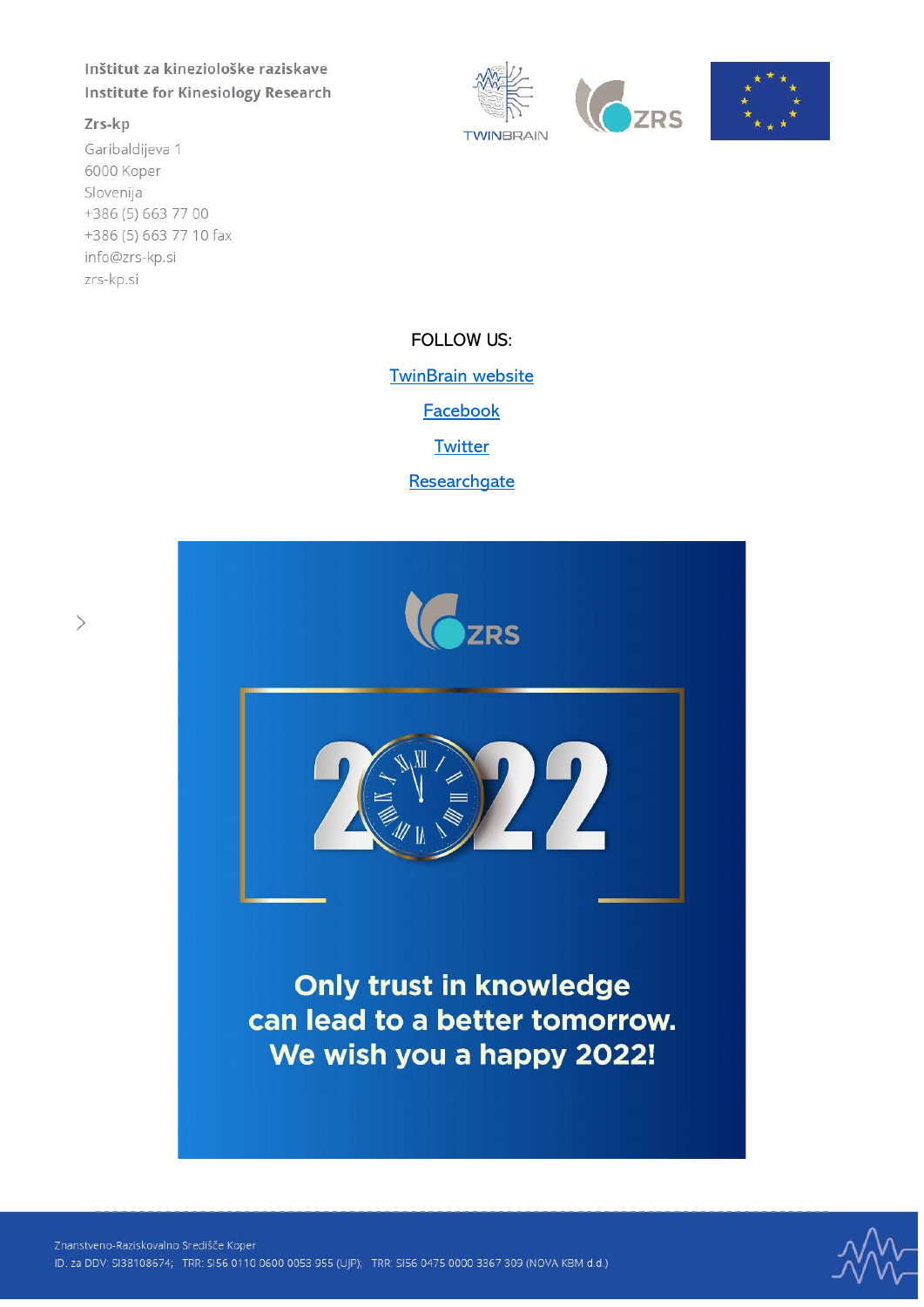Inštitut za kineziološke raziskave
Institute for Kinesiology Research

**Zrs-kp**

Garibaldijeva 1
6000 Koper
Slovenija
+386 (5) 663 77 00
+386 (5) 663 77 10 fax
info@zrs-kp.si
zrs-kp.si

FOLLOW US:

TwinBrain website

Facebook

Twitter

Researchgate

ZRS

2022

**Only trust in knowledge can lead to a better tomorrow. We wish you a happy 2022!**

Znanstveno-Raziskovalno Središče Koper
ID. za DDV: SI38108674; TRR: SI56 0110 0600 0053 955 (UJP); TRR: SI56 0475 0000 3367 309 (NOVA KBM d.d.)